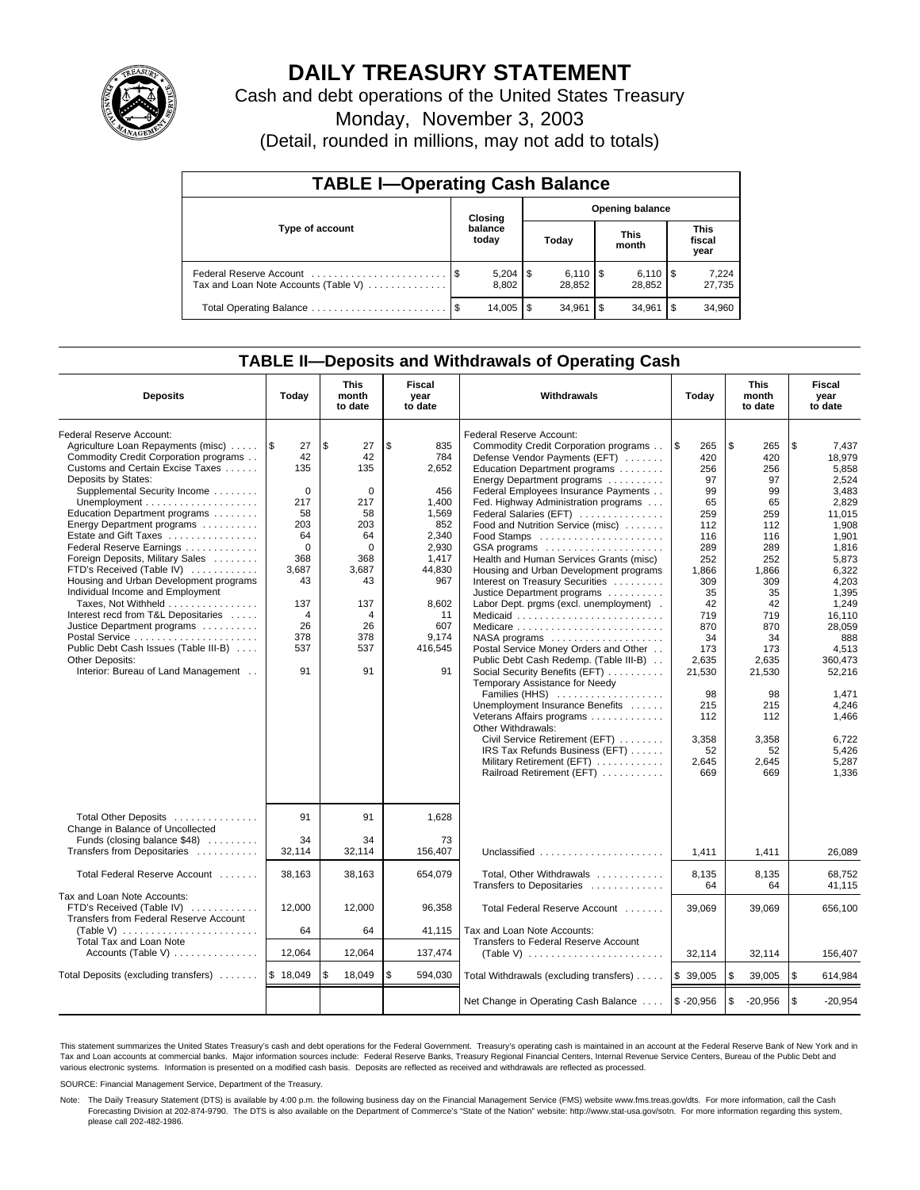# DAILY TREASURY STATEMENT

Cash and debt operations of the United States Treasury

Monday, November 3, 2003

(Detail, rounded in millions, may not add to totals)

## TABLE I—Operating Cash Balance

| Type of account | Closing balance today | Opening balance Today | Opening balance This month | Opening balance This fiscal year |
|---|---|---|---|---|
| Federal Reserve Account | $ 5,204 | $ 6,110 | $ 6,110 | $ 7,224 |
| Tax and Loan Note Accounts (Table V) | 8,802 | 28,852 | 28,852 | 27,735 |
| Total Operating Balance | $ 14,005 | $ 34,961 | $ 34,961 | $ 34,960 |

## TABLE II—Deposits and Withdrawals of Operating Cash

| Deposits | Today | This month to date | Fiscal year to date |
|---|---|---|---|
| Federal Reserve Account: | | | |
| Agriculture Loan Repayments (misc) | $ 27 | $ 27 | $ 835 |
| Commodity Credit Corporation programs | 42 | 42 | 784 |
| Customs and Certain Excise Taxes | 135 | 135 | 2,652 |
| Deposits by States: | | | |
| Supplemental Security Income | 0 | 0 | 456 |
| Unemployment | 217 | 217 | 1,400 |
| Education Department programs | 58 | 58 | 1,569 |
| Energy Department programs | 203 | 203 | 852 |
| Estate and Gift Taxes | 64 | 64 | 2,340 |
| Federal Reserve Earnings | 0 | 0 | 2,930 |
| Foreign Deposits, Military Sales | 368 | 368 | 1,417 |
| FTD's Received (Table IV) | 3,687 | 3,687 | 44,830 |
| Housing and Urban Development programs | 43 | 43 | 967 |
| Individual Income and Employment Taxes, Not Withheld | 137 | 137 | 8,602 |
| Interest recd from T&L Depositaries | 4 | 4 | 11 |
| Justice Department programs | 26 | 26 | 607 |
| Postal Service | 378 | 378 | 9,174 |
| Public Debt Cash Issues (Table III-B) | 537 | 537 | 416,545 |
| Other Deposits: | | | |
| Interior: Bureau of Land Management | 91 | 91 | 91 |
| Total Other Deposits | 91 | 91 | 1,628 |
| Change in Balance of Uncollected Funds (closing balance $48) | 34 | 34 | 73 |
| Transfers from Depositaries | 32,114 | 32,114 | 156,407 |
| Total Federal Reserve Account | 38,163 | 38,163 | 654,079 |
| Tax and Loan Note Accounts: | | | |
| FTD's Received (Table IV) | 12,000 | 12,000 | 96,358 |
| Transfers from Federal Reserve Account (Table V) | 64 | 64 | 41,115 |
| Total Tax and Loan Note Accounts (Table V) | 12,064 | 12,064 | 137,474 |
| Total Deposits (excluding transfers) | $ 18,049 | $ 18,049 | $ 594,030 |

| Withdrawals | Today | This month to date | Fiscal year to date |
|---|---|---|---|
| Federal Reserve Account: | | | |
| Commodity Credit Corporation programs | $ 265 | $ 265 | $ 7,437 |
| Defense Vendor Payments (EFT) | 420 | 420 | 18,979 |
| Education Department programs | 256 | 256 | 5,858 |
| Energy Department programs | 97 | 97 | 2,524 |
| Federal Employees Insurance Payments | 99 | 99 | 3,483 |
| Fed. Highway Administration programs | 65 | 65 | 2,829 |
| Federal Salaries (EFT) | 259 | 259 | 11,015 |
| Food and Nutrition Service (misc) | 112 | 112 | 1,908 |
| Food Stamps | 116 | 116 | 1,901 |
| GSA programs | 289 | 289 | 1,816 |
| Health and Human Services Grants (misc) | 252 | 252 | 5,873 |
| Housing and Urban Development programs | 1,866 | 1,866 | 6,322 |
| Interest on Treasury Securities | 309 | 309 | 4,203 |
| Justice Department programs | 35 | 35 | 1,395 |
| Labor Dept. prgms (excl. unemployment) | 42 | 42 | 1,249 |
| Medicaid | 719 | 719 | 16,110 |
| Medicare | 870 | 870 | 28,059 |
| NASA programs | 34 | 34 | 888 |
| Postal Service Money Orders and Other | 173 | 173 | 4,513 |
| Public Debt Cash Redemp. (Table III-B) | 2,635 | 2,635 | 360,473 |
| Social Security Benefits (EFT) | 21,530 | 21,530 | 52,216 |
| Temporary Assistance for Needy Families (HHS) | 98 | 98 | 1,471 |
| Unemployment Insurance Benefits | 215 | 215 | 4,246 |
| Veterans Affairs programs | 112 | 112 | 1,466 |
| Other Withdrawals: | | | |
| Civil Service Retirement (EFT) | 3,358 | 3,358 | 6,722 |
| IRS Tax Refunds Business (EFT) | 52 | 52 | 5,426 |
| Military Retirement (EFT) | 2,645 | 2,645 | 5,287 |
| Railroad Retirement (EFT) | 669 | 669 | 1,336 |
| Unclassified | 1,411 | 1,411 | 26,089 |
| Total, Other Withdrawals | 8,135 | 8,135 | 68,752 |
| Transfers to Depositaries | 64 | 64 | 41,115 |
| Total Federal Reserve Account | 39,069 | 39,069 | 656,100 |
| Tax and Loan Note Accounts: | | | |
| Transfers to Federal Reserve Account (Table V) | 32,114 | 32,114 | 156,407 |
| Total Withdrawals (excluding transfers) | $ 39,005 | $ 39,005 | $ 614,984 |
| Net Change in Operating Cash Balance | $ -20,956 | $ -20,956 | $ -20,954 |

This statement summarizes the United States Treasury's cash and debt operations for the Federal Government. Treasury's operating cash is maintained in an account at the Federal Reserve Bank of New York and in Tax and Loan accounts at commercial banks. Major information sources include: Federal Reserve Banks, Treasury Regional Financial Centers, Internal Revenue Service Centers, Bureau of the Public Debt and various electronic systems. Information is presented on a modified cash basis. Deposits are reflected as received and withdrawals are reflected as processed.

SOURCE: Financial Management Service, Department of the Treasury.

Note: The Daily Treasury Statement (DTS) is available by 4:00 p.m. the following business day on the Financial Management Service (FMS) website www.fms.treas.gov/dts. For more information, call the Cash Forecasting Division at 202-874-9790. The DTS is also available on the Department of Commerce's "State of the Nation" website: http://www.stat-usa.gov/sotn. For more information regarding this system, please call 202-482-1986.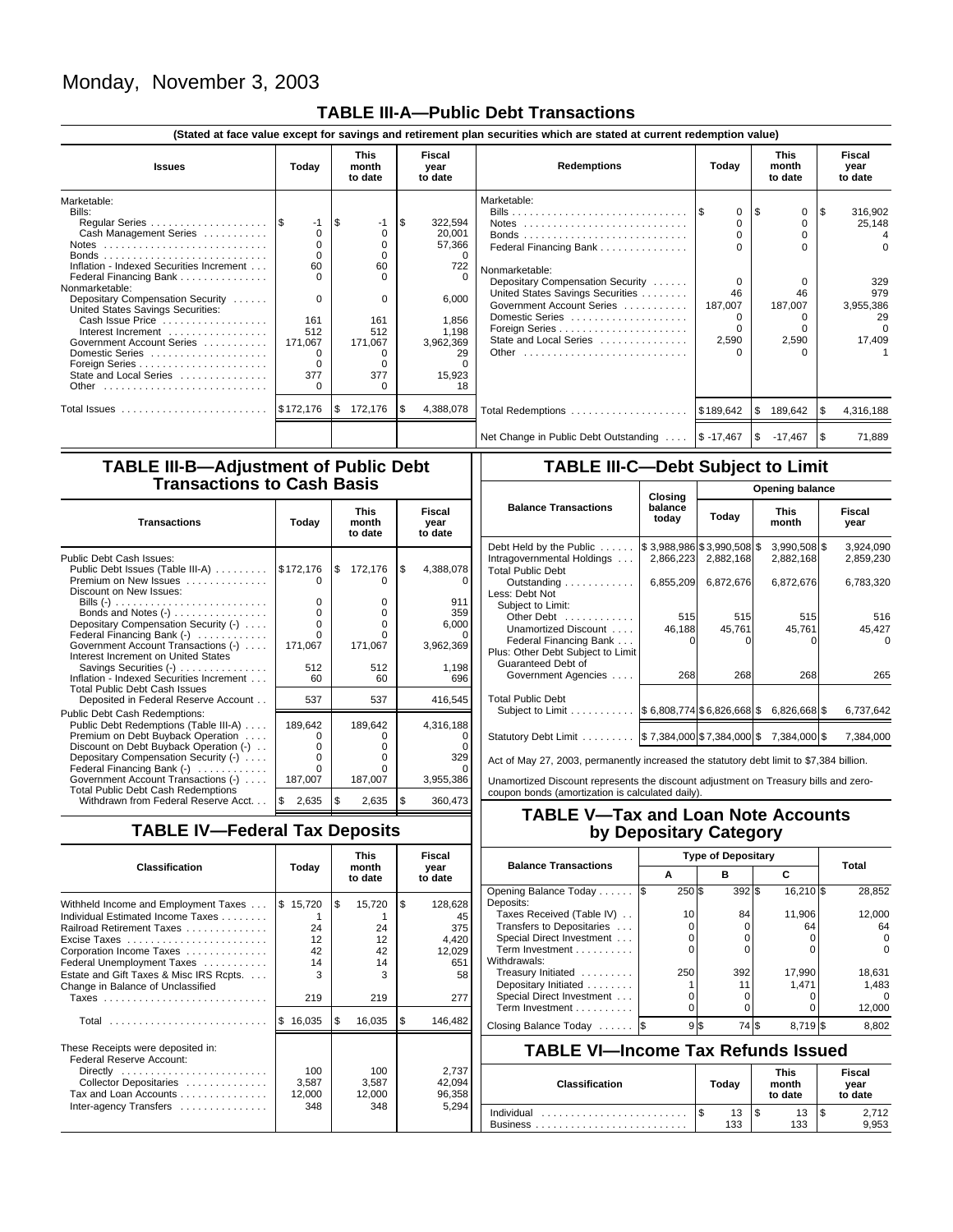Monday, November 3, 2003

## TABLE III-A—Public Debt Transactions

(Stated at face value except for savings and retirement plan securities which are stated at current redemption value)

| Issues | Today | This month to date | Fiscal year to date |
|---|---|---|---|
| Marketable: | | | |
| Bills: | | | |
| Regular Series | $ -1 | $ -1 | $ 322,594 |
| Cash Management Series | 0 | 0 | 20,001 |
| Notes | 0 | 0 | 57,366 |
| Bonds | 0 | 0 | 0 |
| Inflation - Indexed Securities Increment | 60 | 60 | 722 |
| Federal Financing Bank | 0 | 0 | 0 |
| Nonmarketable: | | | |
| Depositary Compensation Security | 0 | 0 | 6,000 |
| United States Savings Securities: | | | |
| Cash Issue Price | 161 | 161 | 1,856 |
| Interest Increment | 512 | 512 | 1,198 |
| Government Account Series | 171,067 | 171,067 | 3,962,369 |
| Domestic Series | 0 | 0 | 29 |
| Foreign Series | 0 | 0 | 0 |
| State and Local Series | 377 | 377 | 15,923 |
| Other | 0 | 0 | 18 |
| Total Issues | $172,176 | $ 172,176 | $ 4,388,078 |

| Redemptions | Today | This month to date | Fiscal year to date |
|---|---|---|---|
| Marketable: | | | |
| Bills | $ 0 | $ 0 | $ 316,902 |
| Notes | 0 | 0 | 25,148 |
| Bonds | 0 | 0 | 4 |
| Federal Financing Bank | 0 | 0 | 0 |
| Nonmarketable: | | | |
| Depositary Compensation Security | 0 | 0 | 329 |
| United States Savings Securities | 46 | 46 | 979 |
| Government Account Series | 187,007 | 187,007 | 3,955,386 |
| Domestic Series | 0 | 0 | 29 |
| Foreign Series | 0 | 0 | 0 |
| State and Local Series | 2,590 | 2,590 | 17,409 |
| Other | 0 | 0 | 1 |
| Total Redemptions | $189,642 | $ 189,642 | $ 4,316,188 |
| Net Change in Public Debt Outstanding | $ -17,467 | $ -17,467 | $ 71,889 |

## TABLE III-B—Adjustment of Public Debt Transactions to Cash Basis

| Transactions | Today | This month to date | Fiscal year to date |
|---|---|---|---|
| Public Debt Cash Issues: | | | |
| Public Debt Issues (Table III-A) | $172,176 | $ 172,176 | $ 4,388,078 |
| Premium on New Issues | 0 | 0 | 0 |
| Discount on New Issues: | | | |
| Bills (-) | 0 | 0 | 911 |
| Bonds and Notes (-) | 0 | 0 | 359 |
| Depositary Compensation Security (-) | 0 | 0 | 6,000 |
| Federal Financing Bank (-) | 0 | 0 | 0 |
| Government Account Transactions (-) | 171,067 | 171,067 | 3,962,369 |
| Interest Increment on United States Savings Securities (-) | 512 | 512 | 1,198 |
| Inflation - Indexed Securities Increment | 60 | 60 | 696 |
| Total Public Debt Cash Issues Deposited in Federal Reserve Account | 537 | 537 | 416,545 |
| Public Debt Cash Redemptions: | | | |
| Public Debt Redemptions (Table III-A) | 189,642 | 189,642 | 4,316,188 |
| Premium on Debt Buyback Operation | 0 | 0 | 0 |
| Discount on Debt Buyback Operation (-) | 0 | 0 | 0 |
| Depositary Compensation Security (-) | 0 | 0 | 329 |
| Federal Financing Bank (-) | 0 | 0 | 0 |
| Government Account Transactions (-) | 187,007 | 187,007 | 3,955,386 |
| Total Public Debt Cash Redemptions Withdrawn from Federal Reserve Acct. | $ 2,635 | $ 2,635 | $ 360,473 |

## TABLE III-C—Debt Subject to Limit

| Balance Transactions | Closing balance today | Opening balance Today | Opening balance This month | Opening balance Fiscal year |
|---|---|---|---|---|
| Debt Held by the Public | $ 3,988,986 | $ 3,990,508 | $ 3,990,508 | $ 3,924,090 |
| Intragovernmental Holdings | 2,866,223 | 2,882,168 | 2,882,168 | 2,859,230 |
| Total Public Debt Outstanding | 6,855,209 | 6,872,676 | 6,872,676 | 6,783,320 |
| Less: Debt Not Subject to Limit: | | | | |
| Other Debt | 515 | 515 | 515 | 516 |
| Unamortized Discount | 46,188 | 45,761 | 45,761 | 45,427 |
| Federal Financing Bank | 0 | 0 | 0 | 0 |
| Plus: Other Debt Subject to Limit Guaranteed Debt of Government Agencies | 268 | 268 | 268 | 265 |
| Total Public Debt Subject to Limit | $ 6,808,774 | $ 6,826,668 | $ 6,826,668 | $ 6,737,642 |
| Statutory Debt Limit | $ 7,384,000 | $ 7,384,000 | $ 7,384,000 | $ 7,384,000 |

Act of May 27, 2003, permanently increased the statutory debt limit to $7,384 billion.

Unamortized Discount represents the discount adjustment on Treasury bills and zero-coupon bonds (amortization is calculated daily).

## TABLE IV—Federal Tax Deposits

| Classification | Today | This month to date | Fiscal year to date |
|---|---|---|---|
| Withheld Income and Employment Taxes | $ 15,720 | $ 15,720 | $ 128,628 |
| Individual Estimated Income Taxes | 1 | 1 | 45 |
| Railroad Retirement Taxes | 24 | 24 | 375 |
| Excise Taxes | 12 | 12 | 4,420 |
| Corporation Income Taxes | 42 | 42 | 12,029 |
| Federal Unemployment Taxes | 14 | 14 | 651 |
| Estate and Gift Taxes & Misc IRS Rcpts. | 3 | 3 | 58 |
| Change in Balance of Unclassified Taxes | 219 | 219 | 277 |
| Total | $ 16,035 | $ 16,035 | $ 146,482 |
| These Receipts were deposited in: | | | |
| Federal Reserve Account: | | | |
| Directly | 100 | 100 | 2,737 |
| Collector Depositaries | 3,587 | 3,587 | 42,094 |
| Tax and Loan Accounts | 12,000 | 12,000 | 96,358 |
| Inter-agency Transfers | 348 | 348 | 5,294 |

## TABLE V—Tax and Loan Note Accounts by Depositary Category

| Balance Transactions | Type of Depositary A | B | C | Total |
|---|---|---|---|---|
| Opening Balance Today | $ 250 | $ 392 | $ 16,210 | $ 28,852 |
| Deposits: | | | | |
| Taxes Received (Table IV) | 10 | 84 | 11,906 | 12,000 |
| Transfers to Depositaries | 0 | 0 | 64 | 64 |
| Special Direct Investment | 0 | 0 | 0 | 0 |
| Term Investment | 0 | 0 | 0 | 0 |
| Withdrawals: | | | | |
| Treasury Initiated | 250 | 392 | 17,990 | 18,631 |
| Depositary Initiated | 1 | 11 | 1,471 | 1,483 |
| Special Direct Investment | 0 | 0 | 0 | 0 |
| Term Investment | 0 | 0 | 0 | 12,000 |
| Closing Balance Today | $ 9 | $ 74 | $ 8,719 | $ 8,802 |

## TABLE VI—Income Tax Refunds Issued

| Classification | Today | This month to date | Fiscal year to date |
|---|---|---|---|
| Individual | $ 13 | $ 13 | $ 2,712 |
| Business | 133 | 133 | 9,953 |